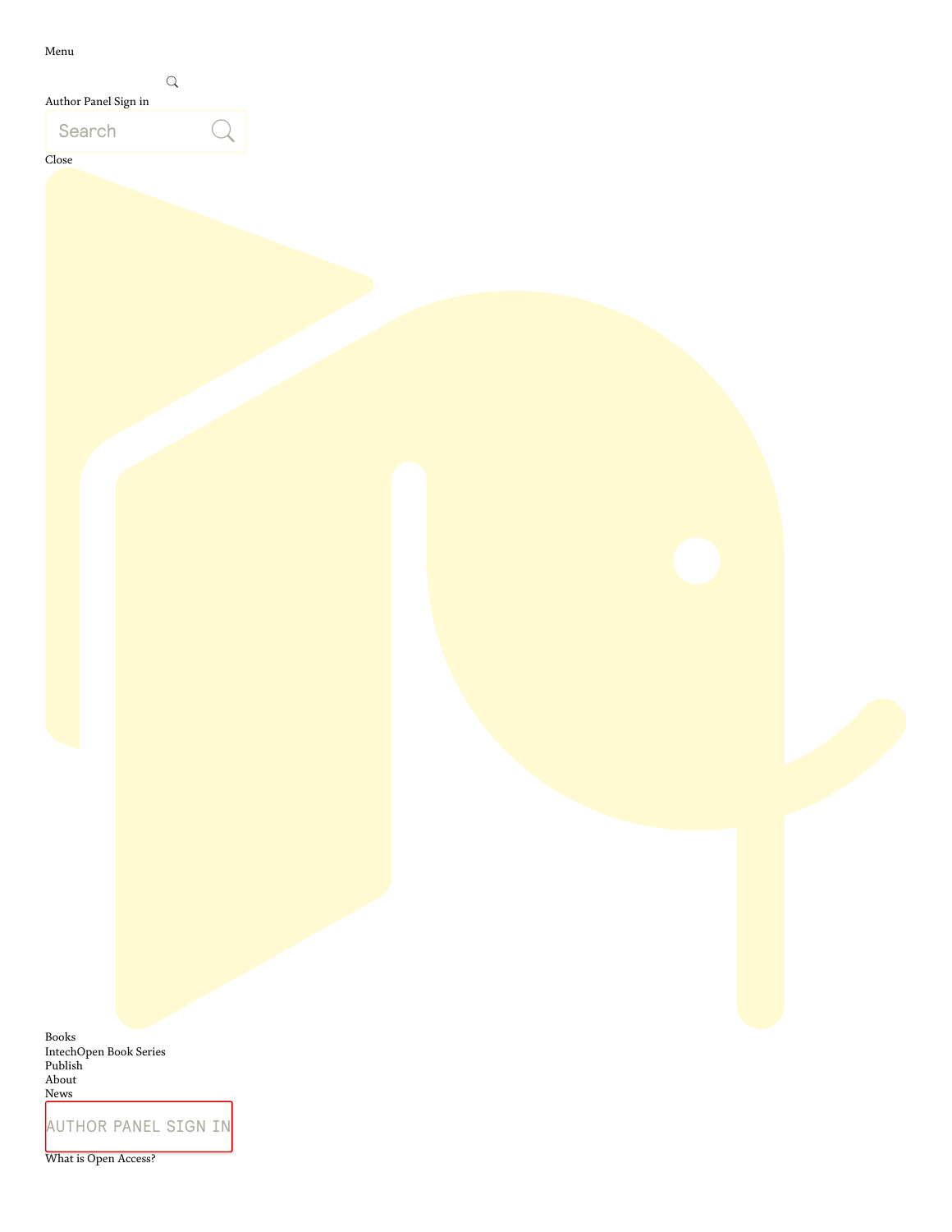Menu

Author Panel Sign in

Search

Close

Books
IntechOpen Book Series
Publish
About
News

AUTHOR PANEL SIGN IN

What is Open Access?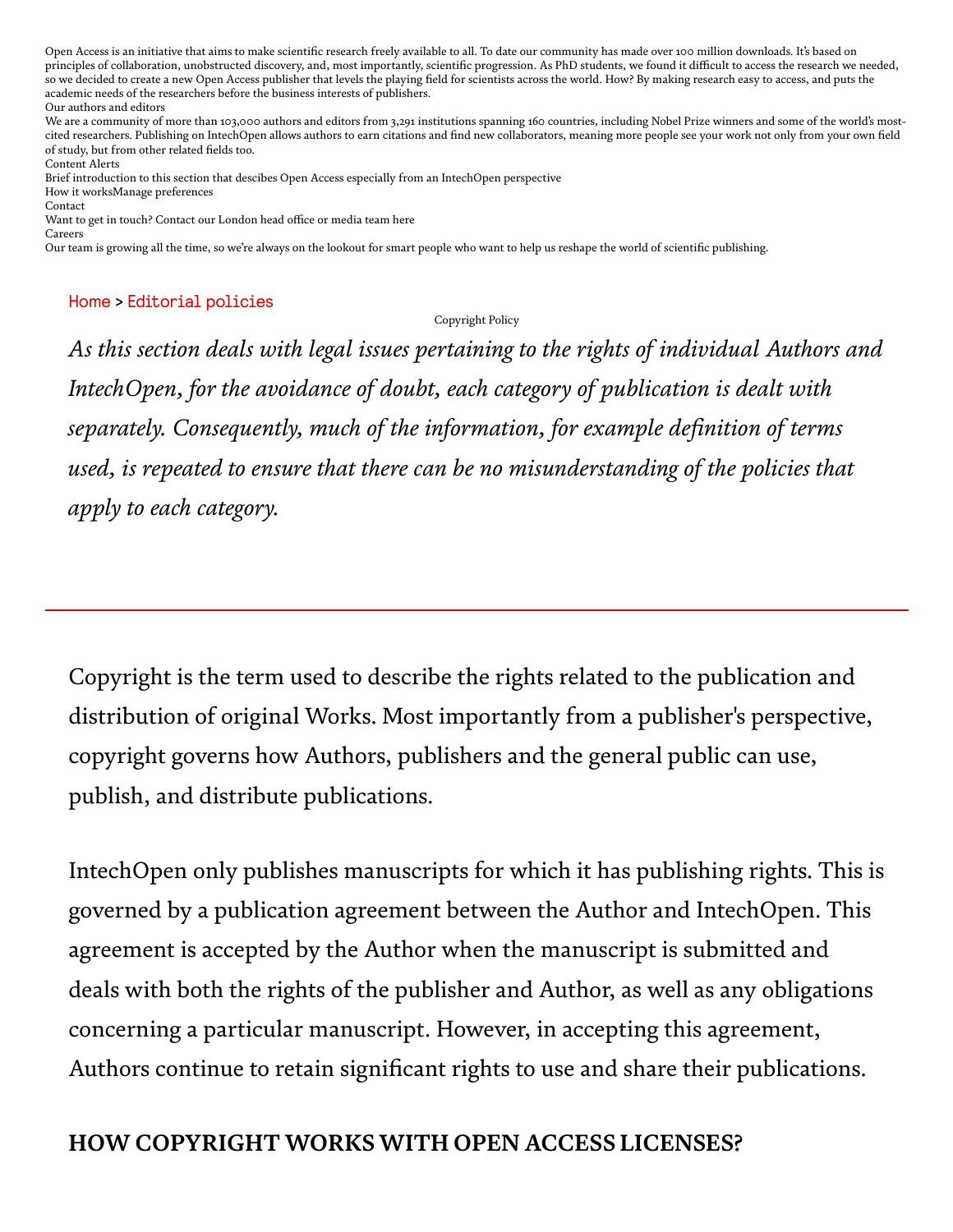Open Access is an initiative that aims to make scientific research freely available to all. To date our community has made over 100 million downloads. It's based on principles of collaboration, unobstructed discovery, and, most importantly, scientific progression. As PhD students, we found it difficult to access the research we needed, so we decided to create a new Open Access publisher that levels the playing field for scientists across the world. How? By making research easy to access, and puts the academic needs of the researchers before the business interests of publishers.

Our authors and editors

We are a community of more than 103,000 authors and editors from 3,291 institutions spanning 160 countries, including Nobel Prize winners and some of the world's most-cited researchers. Publishing on IntechOpen allows authors to earn citations and find new collaborators, meaning more people see your work not only from your own field of study, but from other related fields too.

Content Alerts

Brief introduction to this section that descibes Open Access especially from an IntechOpen perspective

How it worksManage preferences

Contact

Want to get in touch? Contact our London head office or media team here

Careers

Our team is growing all the time, so we're always on the lookout for smart people who want to help us reshape the world of scientific publishing.

Home > Editorial policies

Copyright Policy

*As this section deals with legal issues pertaining to the rights of individual Authors and IntechOpen, for the avoidance of doubt, each category of publication is dealt with separately. Consequently, much of the information, for example definition of terms used, is repeated to ensure that there can be no misunderstanding of the policies that apply to each category.*

---

Copyright is the term used to describe the rights related to the publication and distribution of original Works. Most importantly from a publisher's perspective, copyright governs how Authors, publishers and the general public can use, publish, and distribute publications.

IntechOpen only publishes manuscripts for which it has publishing rights. This is governed by a publication agreement between the Author and IntechOpen. This agreement is accepted by the Author when the manuscript is submitted and deals with both the rights of the publisher and Author, as well as any obligations concerning a particular manuscript. However, in accepting this agreement, Authors continue to retain significant rights to use and share their publications.

## HOW COPYRIGHT WORKS WITH OPEN ACCESS LICENSES?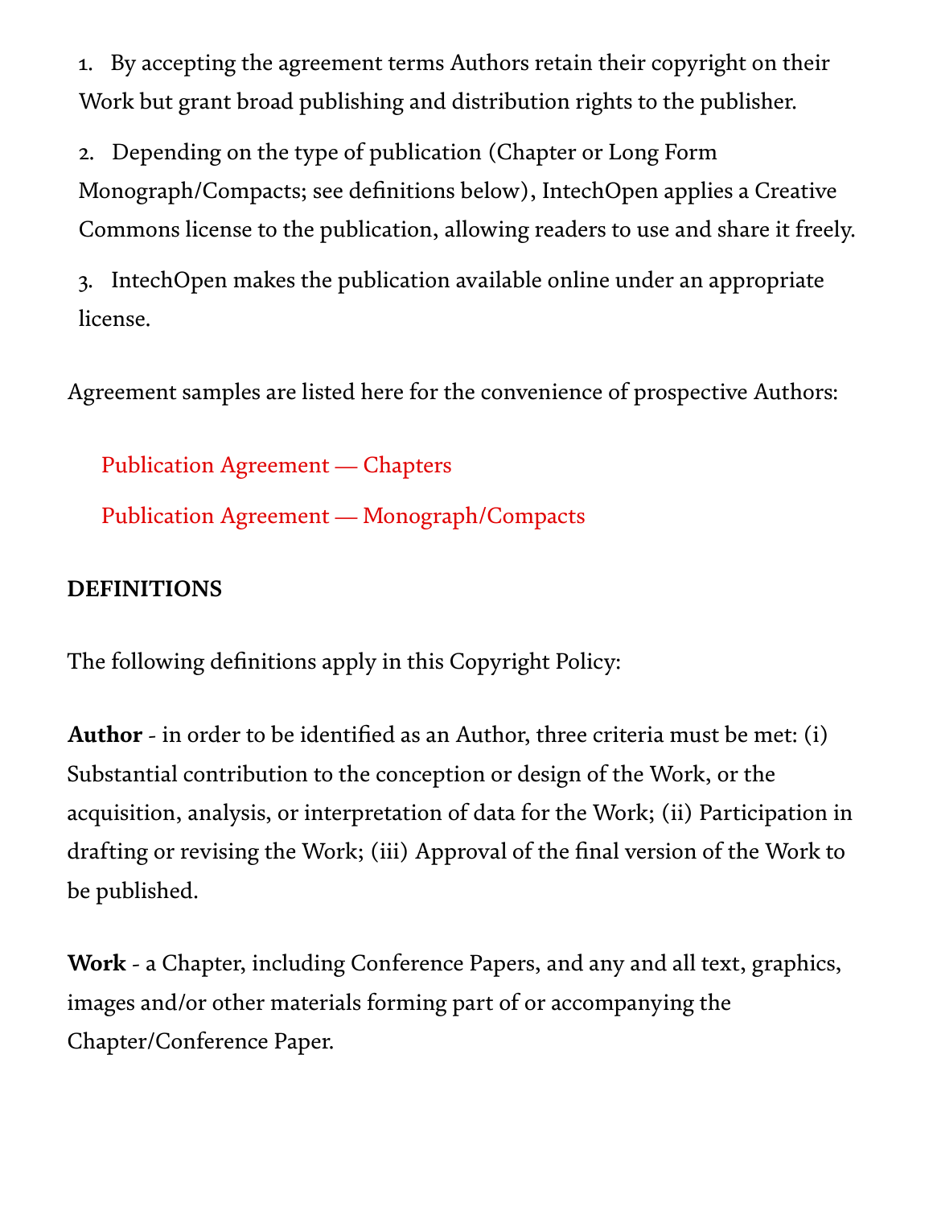1. By accepting the agreement terms Authors retain their copyright on their Work but grant broad publishing and distribution rights to the publisher.
2. Depending on the type of publication (Chapter or Long Form Monograph/Compacts; see definitions below), IntechOpen applies a Creative Commons license to the publication, allowing readers to use and share it freely.
3. IntechOpen makes the publication available online under an appropriate license.

Agreement samples are listed here for the convenience of prospective Authors:

Publication Agreement — Chapters

Publication Agreement — Monograph/Compacts

**DEFINITIONS**

The following definitions apply in this Copyright Policy:

**Author** - in order to be identified as an Author, three criteria must be met: (i) Substantial contribution to the conception or design of the Work, or the acquisition, analysis, or interpretation of data for the Work; (ii) Participation in drafting or revising the Work; (iii) Approval of the final version of the Work to be published.

**Work** - a Chapter, including Conference Papers, and any and all text, graphics, images and/or other materials forming part of or accompanying the Chapter/Conference Paper.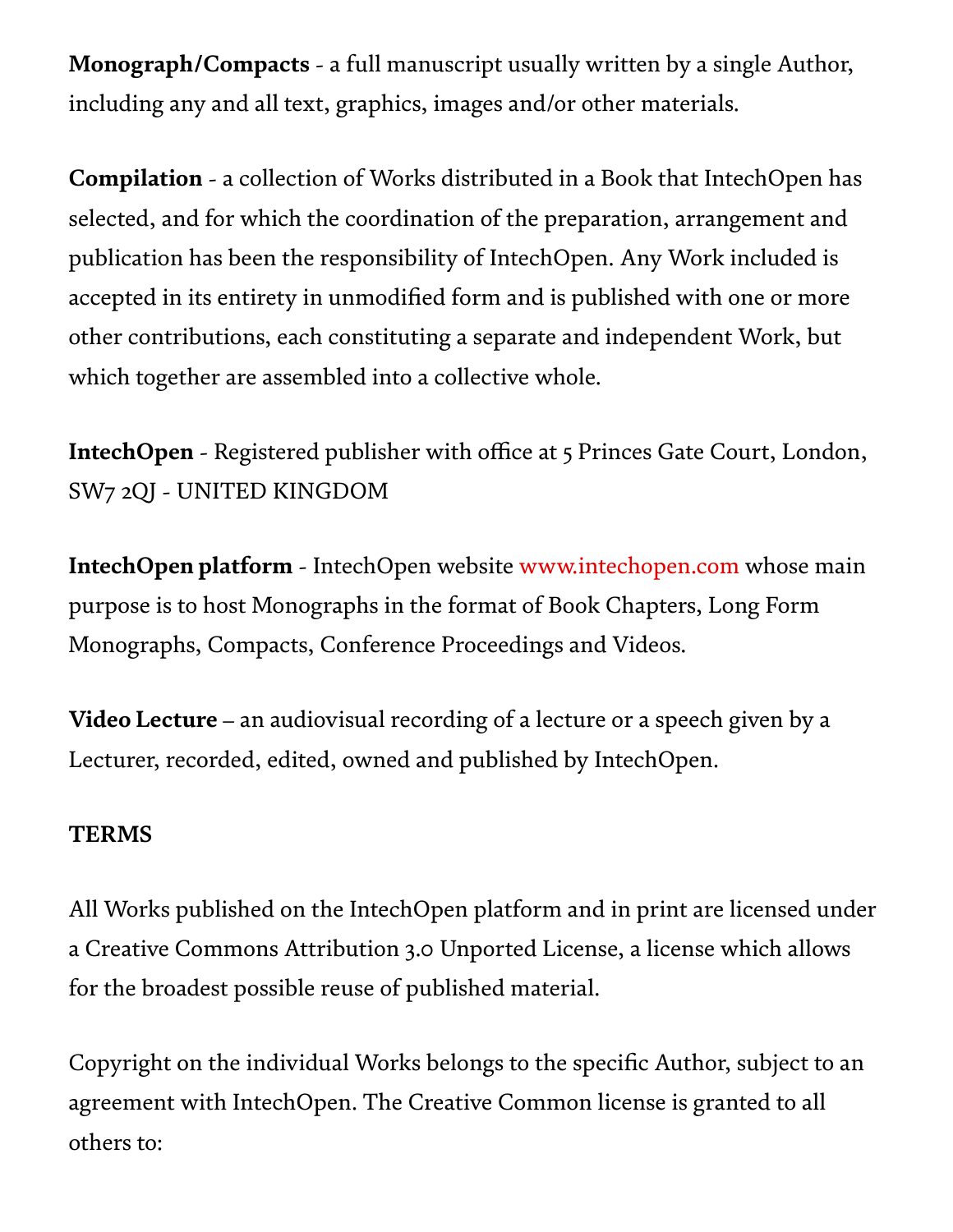**Monograph/Compacts** - a full manuscript usually written by a single Author, including any and all text, graphics, images and/or other materials.

**Compilation** - a collection of Works distributed in a Book that IntechOpen has selected, and for which the coordination of the preparation, arrangement and publication has been the responsibility of IntechOpen. Any Work included is accepted in its entirety in unmodified form and is published with one or more other contributions, each constituting a separate and independent Work, but which together are assembled into a collective whole.

**IntechOpen** - Registered publisher with office at 5 Princes Gate Court, London, SW7 2QJ - UNITED KINGDOM

**IntechOpen platform** - IntechOpen website www.intechopen.com whose main purpose is to host Monographs in the format of Book Chapters, Long Form Monographs, Compacts, Conference Proceedings and Videos.

**Video Lecture** – an audiovisual recording of a lecture or a speech given by a Lecturer, recorded, edited, owned and published by IntechOpen.

**TERMS**

All Works published on the IntechOpen platform and in print are licensed under a Creative Commons Attribution 3.0 Unported License, a license which allows for the broadest possible reuse of published material.

Copyright on the individual Works belongs to the specific Author, subject to an agreement with IntechOpen. The Creative Common license is granted to all others to: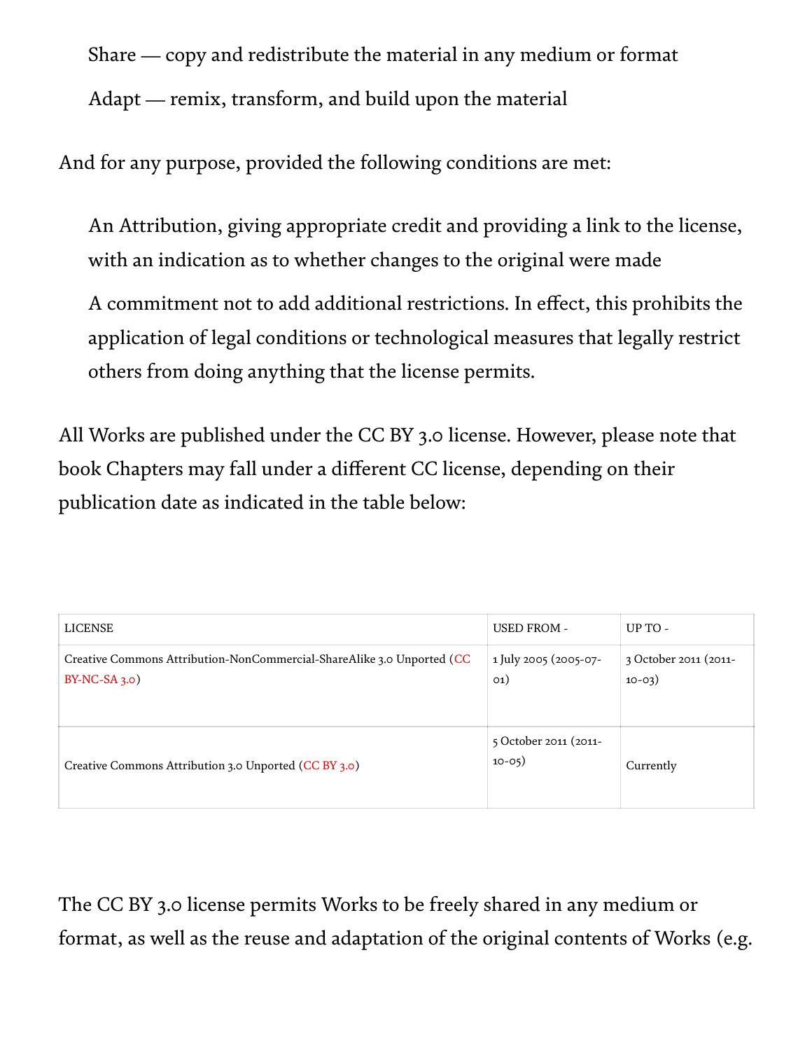Share — copy and redistribute the material in any medium or format

Adapt — remix, transform, and build upon the material

And for any purpose, provided the following conditions are met:

An Attribution, giving appropriate credit and providing a link to the license, with an indication as to whether changes to the original were made

A commitment not to add additional restrictions. In effect, this prohibits the application of legal conditions or technological measures that legally restrict others from doing anything that the license permits.

All Works are published under the CC BY 3.0 license. However, please note that book Chapters may fall under a different CC license, depending on their publication date as indicated in the table below:

| LICENSE | USED FROM - | UP TO - |
| --- | --- | --- |
| Creative Commons Attribution-NonCommercial-ShareAlike 3.0 Unported (CC BY-NC-SA 3.0) | 1 July 2005 (2005-07-01) | 3 October 2011 (2011-10-03) |
| Creative Commons Attribution 3.0 Unported (CC BY 3.0) | 5 October 2011 (2011-10-05) | Currently |

The CC BY 3.0 license permits Works to be freely shared in any medium or format, as well as the reuse and adaptation of the original contents of Works (e.g.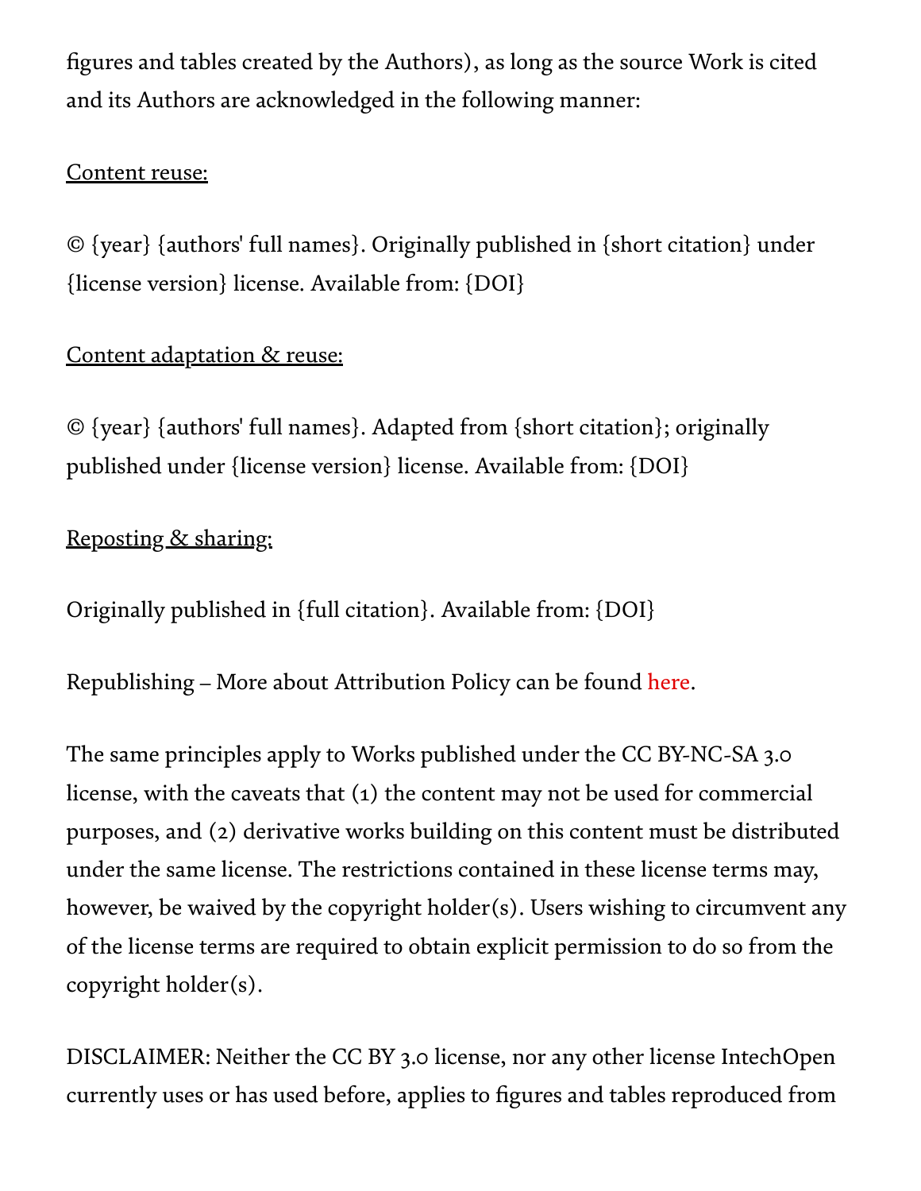figures and tables created by the Authors), as long as the source Work is cited and its Authors are acknowledged in the following manner:

<u>Content reuse:</u>

© {year} {authors' full names}. Originally published in {short citation} under {license version} license. Available from: {DOI}

<u>Content adaptation & reuse:</u>

© {year} {authors' full names}. Adapted from {short citation}; originally published under {license version} license. Available from: {DOI}

<u>Reposting & sharing:</u>

Originally published in {full citation}. Available from: {DOI}

Republishing – More about Attribution Policy can be found here.

The same principles apply to Works published under the CC BY-NC-SA 3.0 license, with the caveats that (1) the content may not be used for commercial purposes, and (2) derivative works building on this content must be distributed under the same license. The restrictions contained in these license terms may, however, be waived by the copyright holder(s). Users wishing to circumvent any of the license terms are required to obtain explicit permission to do so from the copyright holder(s).

DISCLAIMER: Neither the CC BY 3.0 license, nor any other license IntechOpen currently uses or has used before, applies to figures and tables reproduced from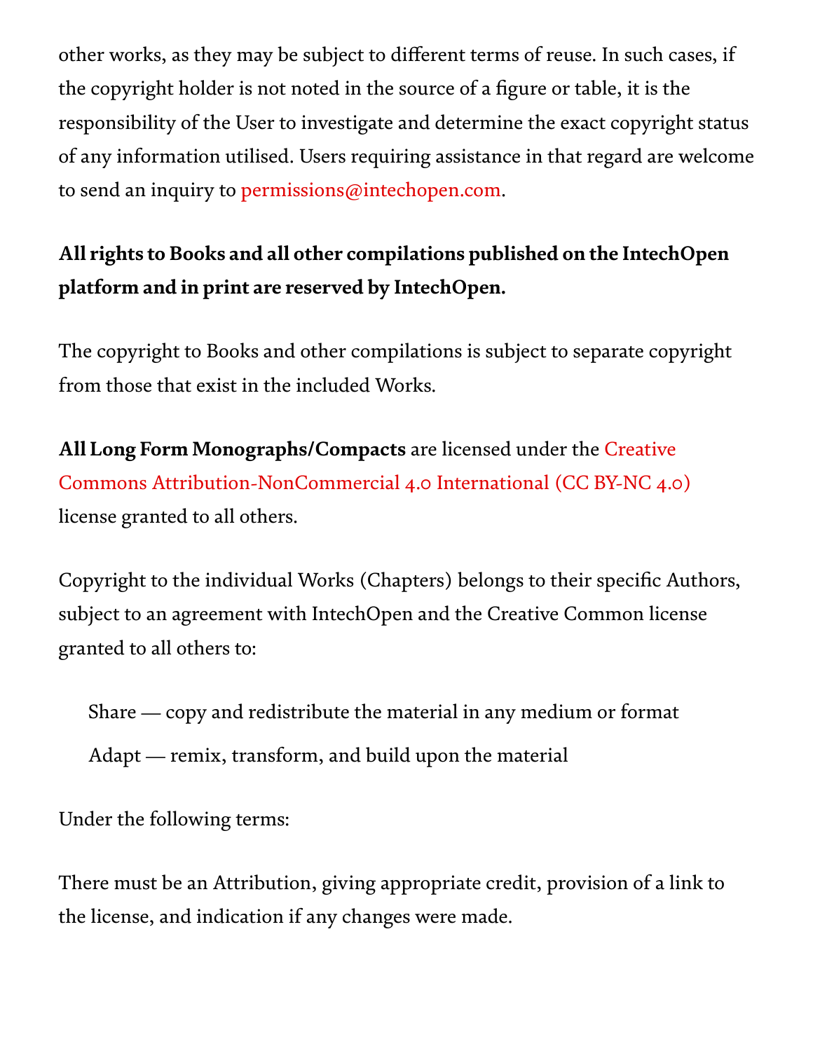other works, as they may be subject to different terms of reuse. In such cases, if the copyright holder is not noted in the source of a figure or table, it is the responsibility of the User to investigate and determine the exact copyright status of any information utilised. Users requiring assistance in that regard are welcome to send an inquiry to permissions@intechopen.com.

**All rights to Books and all other compilations published on the IntechOpen platform and in print are reserved by IntechOpen.**

The copyright to Books and other compilations is subject to separate copyright from those that exist in the included Works.

**All Long Form Monographs/Compacts** are licensed under the Creative Commons Attribution-NonCommercial 4.0 International (CC BY-NC 4.0) license granted to all others.

Copyright to the individual Works (Chapters) belongs to their specific Authors, subject to an agreement with IntechOpen and the Creative Common license granted to all others to:

Share — copy and redistribute the material in any medium or format

Adapt — remix, transform, and build upon the material

Under the following terms:

There must be an Attribution, giving appropriate credit, provision of a link to the license, and indication if any changes were made.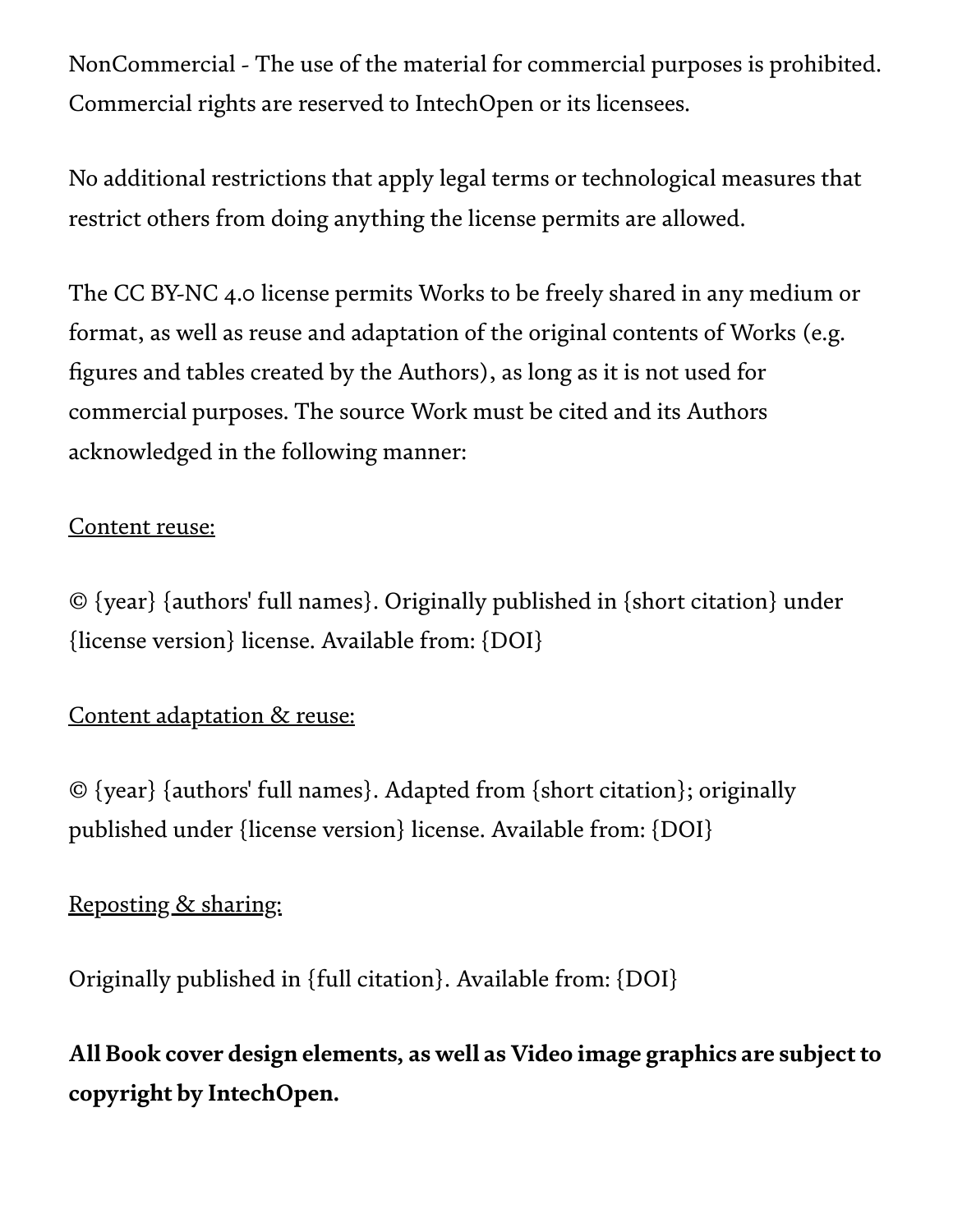NonCommercial - The use of the material for commercial purposes is prohibited. Commercial rights are reserved to IntechOpen or its licensees.

No additional restrictions that apply legal terms or technological measures that restrict others from doing anything the license permits are allowed.

The CC BY-NC 4.0 license permits Works to be freely shared in any medium or format, as well as reuse and adaptation of the original contents of Works (e.g. figures and tables created by the Authors), as long as it is not used for commercial purposes. The source Work must be cited and its Authors acknowledged in the following manner:

Content reuse:

© {year} {authors' full names}. Originally published in {short citation} under {license version} license. Available from: {DOI}

Content adaptation & reuse:

© {year} {authors' full names}. Adapted from {short citation}; originally published under {license version} license. Available from: {DOI}

Reposting & sharing:

Originally published in {full citation}. Available from: {DOI}

**All Book cover design elements, as well as Video image graphics are subject to copyright by IntechOpen.**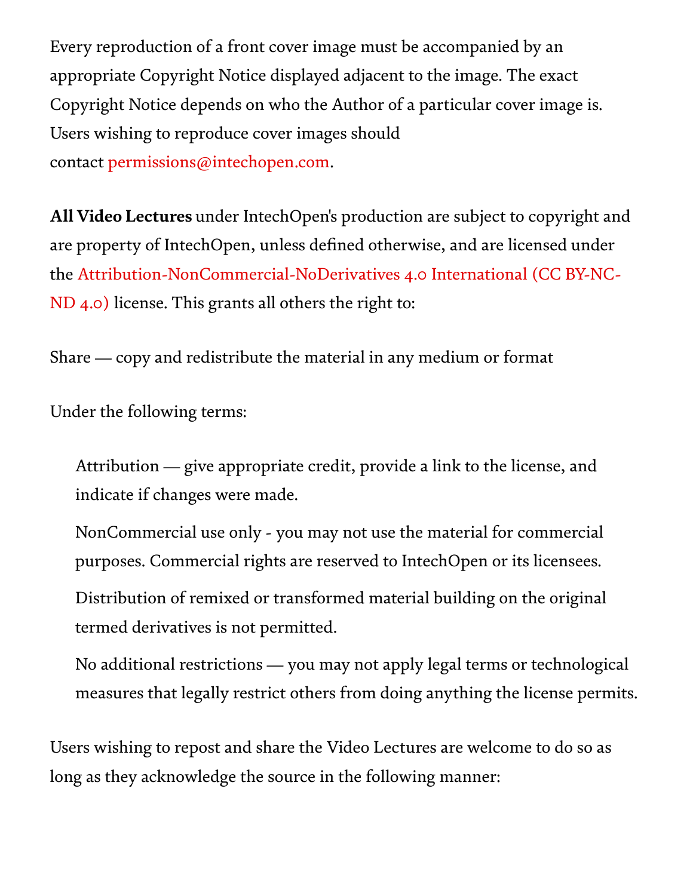Every reproduction of a front cover image must be accompanied by an appropriate Copyright Notice displayed adjacent to the image. The exact Copyright Notice depends on who the Author of a particular cover image is. Users wishing to reproduce cover images should contact permissions@intechopen.com.

**All Video Lectures** under IntechOpen's production are subject to copyright and are property of IntechOpen, unless defined otherwise, and are licensed under the Attribution-NonCommercial-NoDerivatives 4.0 International (CC BY-NC-ND 4.0) license. This grants all others the right to:

Share — copy and redistribute the material in any medium or format

Under the following terms:

> Attribution — give appropriate credit, provide a link to the license, and indicate if changes were made.
>
> NonCommercial use only - you may not use the material for commercial purposes. Commercial rights are reserved to IntechOpen or its licensees.
>
> Distribution of remixed or transformed material building on the original termed derivatives is not permitted.
>
> No additional restrictions — you may not apply legal terms or technological measures that legally restrict others from doing anything the license permits.

Users wishing to repost and share the Video Lectures are welcome to do so as long as they acknowledge the source in the following manner: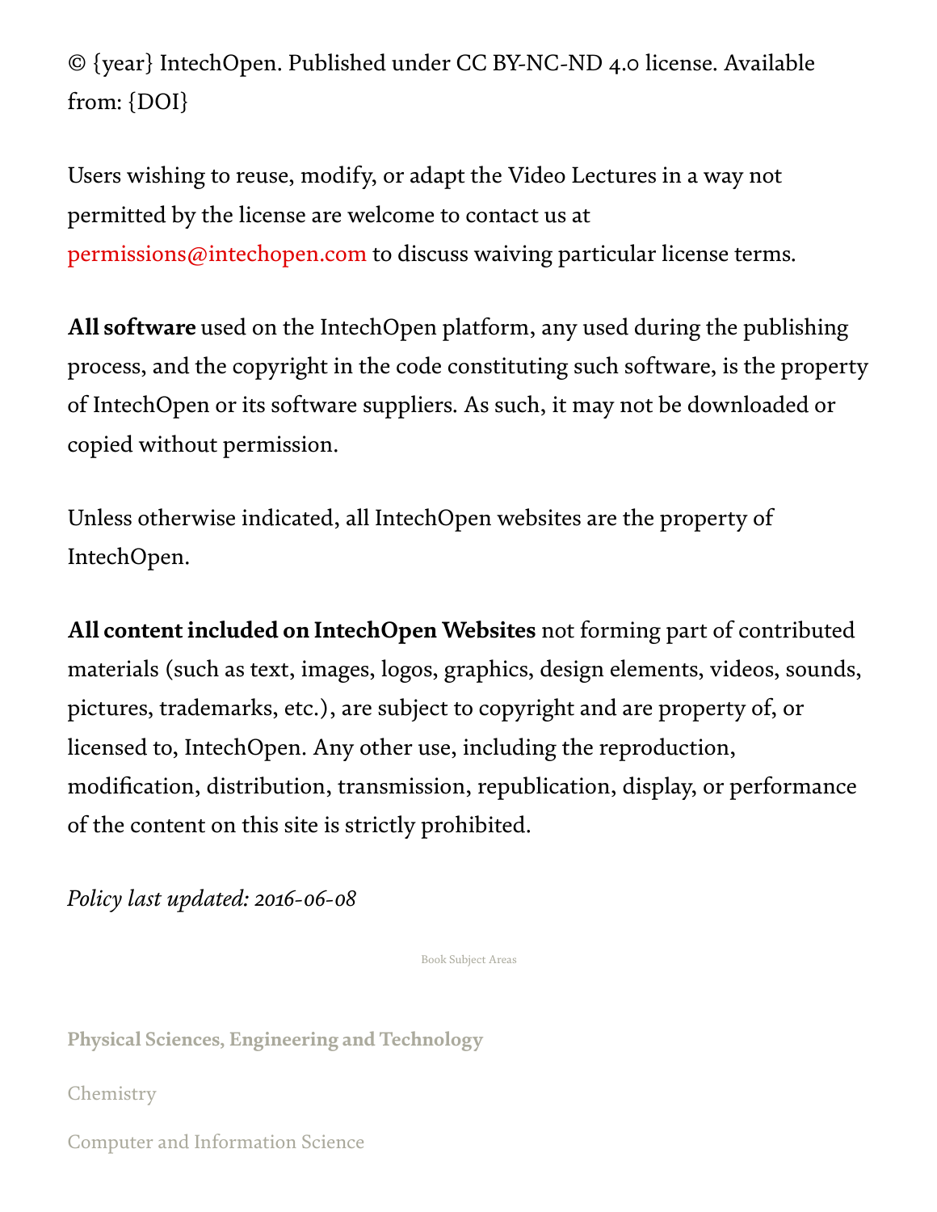© {year} IntechOpen. Published under CC BY-NC-ND 4.0 license. Available from: {DOI}

Users wishing to reuse, modify, or adapt the Video Lectures in a way not permitted by the license are welcome to contact us at permissions@intechopen.com to discuss waiving particular license terms.

**All software** used on the IntechOpen platform, any used during the publishing process, and the copyright in the code constituting such software, is the property of IntechOpen or its software suppliers. As such, it may not be downloaded or copied without permission.

Unless otherwise indicated, all IntechOpen websites are the property of IntechOpen.

**All content included on IntechOpen Websites** not forming part of contributed materials (such as text, images, logos, graphics, design elements, videos, sounds, pictures, trademarks, etc.), are subject to copyright and are property of, or licensed to, IntechOpen. Any other use, including the reproduction, modification, distribution, transmission, republication, display, or performance of the content on this site is strictly prohibited.

*Policy last updated: 2016-06-08*

Book Subject Areas

**Physical Sciences, Engineering and Technology**

Chemistry

Computer and Information Science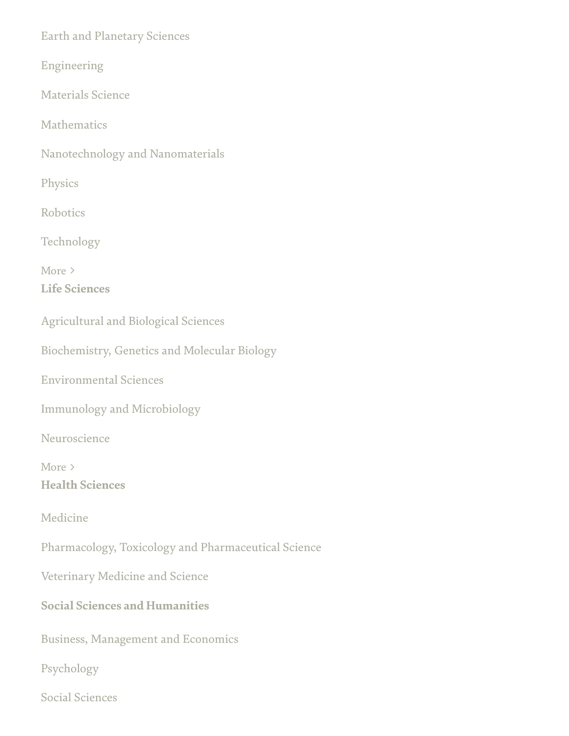Earth and Planetary Sciences

Engineering

Materials Science

Mathematics

Nanotechnology and Nanomaterials

Physics

Robotics

Technology

More >

**Life Sciences**

Agricultural and Biological Sciences

Biochemistry, Genetics and Molecular Biology

Environmental Sciences

Immunology and Microbiology

Neuroscience

More >

**Health Sciences**

Medicine

Pharmacology, Toxicology and Pharmaceutical Science

Veterinary Medicine and Science

**Social Sciences and Humanities**

Business, Management and Economics

Psychology

Social Sciences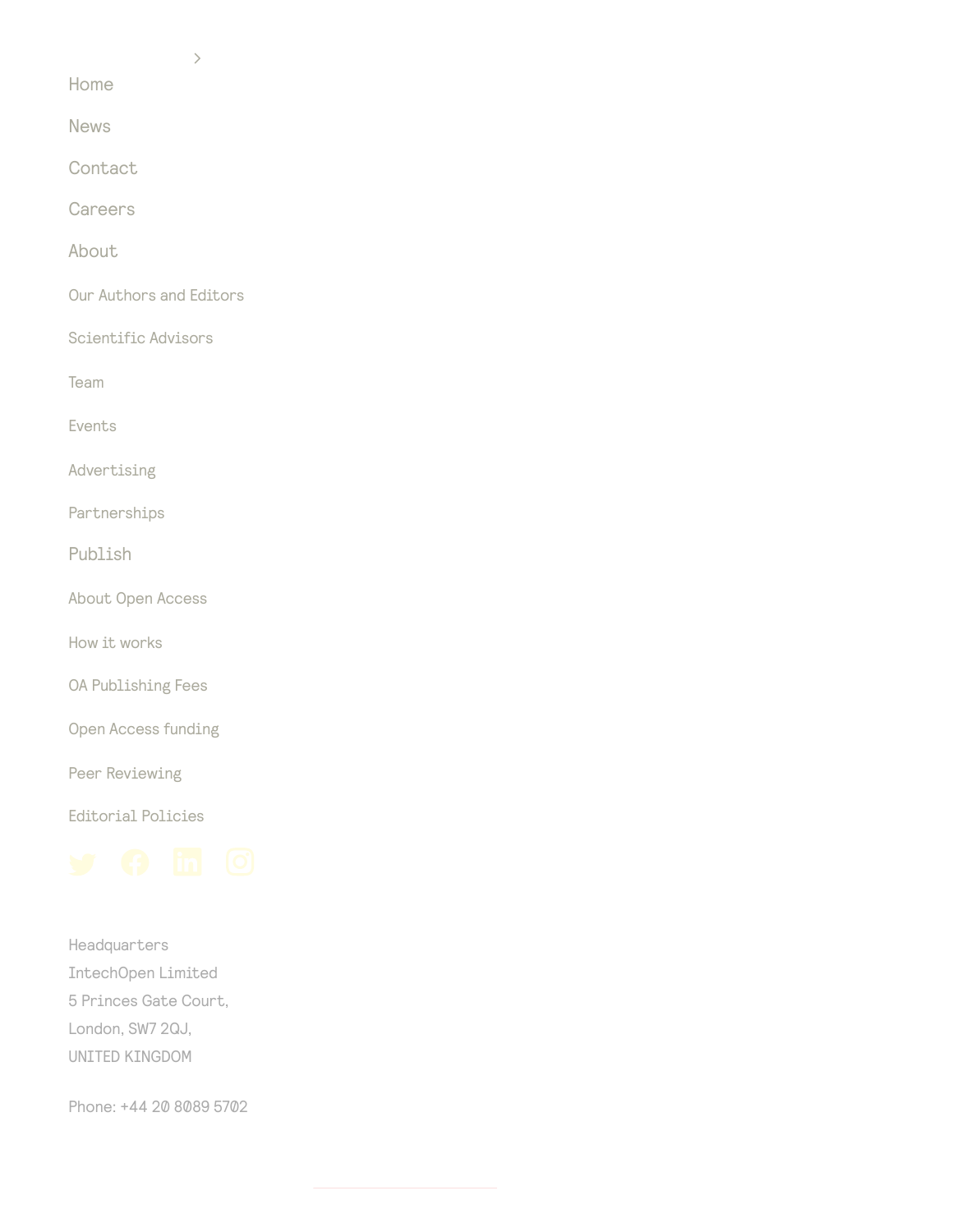Home

News

Contact

Careers

About

Our Authors and Editors

Scientific Advisors

Team

Events

Advertising

Partnerships

Publish

About Open Access

How it works

OA Publishing Fees

Open Access funding

Peer Reviewing

Editorial Policies

Headquarters
IntechOpen Limited
5 Princes Gate Court,
London, SW7 2QJ,
UNITED KINGDOM

Phone: +44 20 8089 5702